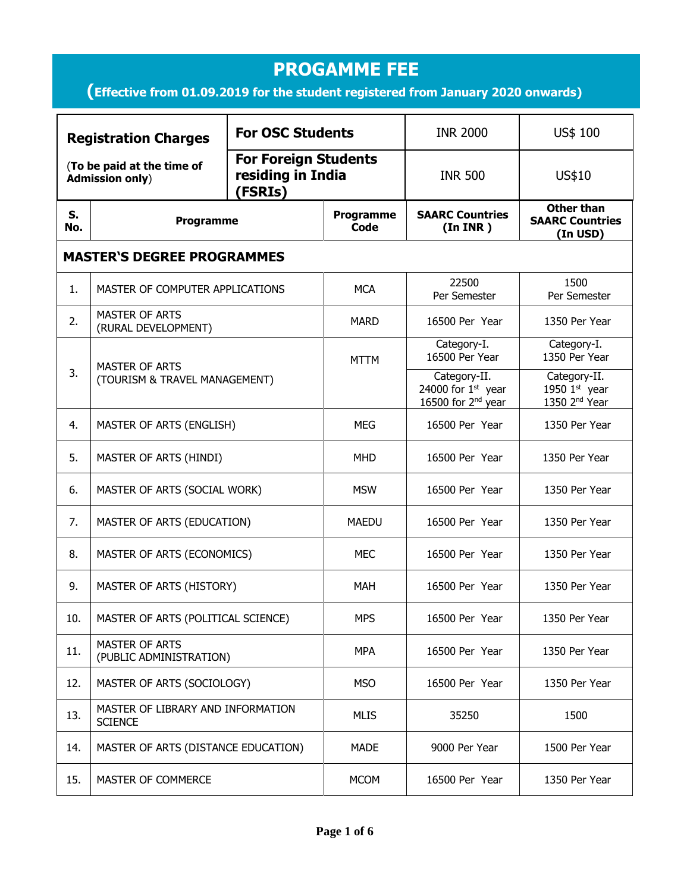# PROGAMME FEE

## (Effective from 01.09.2019 for the student registered from January 2020 onwards)

| Registration Charges (To be paid at the time of Admission only) | | |
|---|---|---|
| **For OSC Students** | INR 2000 | US$ 100 |
| **For Foreign Students residing in India (FSRIs)** | INR 500 | US$10 |

| S. No. | Programme | Programme Code | SAARC Countries (In INR ) | Other than SAARC Countries (In USD) |
|---|---|---|---|---|
| **MASTER'S DEGREE PROGRAMMES** | | | | |
| 1. | MASTER OF COMPUTER APPLICATIONS | MCA | 22500 Per Semester | 1500 Per Semester |
| 2. | MASTER OF ARTS (RURAL DEVELOPMENT) | MARD | 16500 Per Year | 1350 Per Year |
| 3. | MASTER OF ARTS (TOURISM & TRAVEL MANAGEMENT) | MTTM | Category-I. 16500 Per Year | Category-I. 1350 Per Year |
| | | | Category-II. 24000 for 1st year 16500 for 2nd year | Category-II. 1950 1st year 1350 2nd Year |
| 4. | MASTER OF ARTS (ENGLISH) | MEG | 16500 Per Year | 1350 Per Year |
| 5. | MASTER OF ARTS (HINDI) | MHD | 16500 Per Year | 1350 Per Year |
| 6. | MASTER OF ARTS (SOCIAL WORK) | MSW | 16500 Per Year | 1350 Per Year |
| 7. | MASTER OF ARTS (EDUCATION) | MAEDU | 16500 Per Year | 1350 Per Year |
| 8. | MASTER OF ARTS (ECONOMICS) | MEC | 16500 Per Year | 1350 Per Year |
| 9. | MASTER OF ARTS (HISTORY) | MAH | 16500 Per Year | 1350 Per Year |
| 10. | MASTER OF ARTS (POLITICAL SCIENCE) | MPS | 16500 Per Year | 1350 Per Year |
| 11. | MASTER OF ARTS (PUBLIC ADMINISTRATION) | MPA | 16500 Per Year | 1350 Per Year |
| 12. | MASTER OF ARTS (SOCIOLOGY) | MSO | 16500 Per Year | 1350 Per Year |
| 13. | MASTER OF LIBRARY AND INFORMATION SCIENCE | MLIS | 35250 | 1500 |
| 14. | MASTER OF ARTS (DISTANCE EDUCATION) | MADE | 9000 Per Year | 1500 Per Year |
| 15. | MASTER OF COMMERCE | MCOM | 16500 Per Year | 1350 Per Year |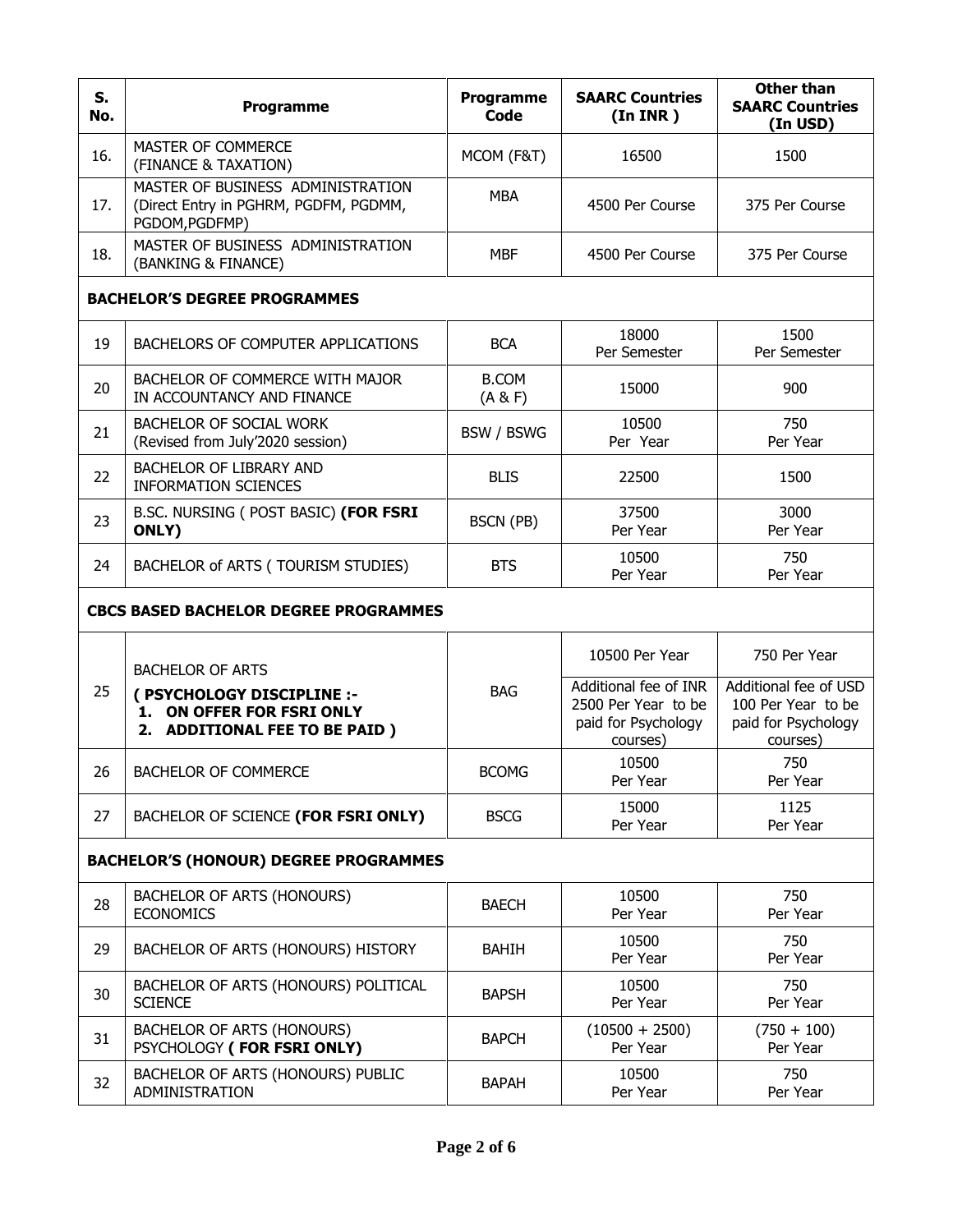| S. No. | Programme | Programme Code | SAARC Countries (In INR ) | Other than SAARC Countries (In USD) |
|---|---|---|---|---|
| 16. | MASTER OF COMMERCE (FINANCE & TAXATION) | MCOM (F&T) | 16500 | 1500 |
| 17. | MASTER OF BUSINESS ADMINISTRATION (Direct Entry in PGHRM, PGDFM, PGDMM, PGDOM,PGDFMP) | MBA | 4500 Per Course | 375 Per Course |
| 18. | MASTER OF BUSINESS ADMINISTRATION (BANKING & FINANCE) | MBF | 4500 Per Course | 375 Per Course |
| **BACHELOR'S DEGREE PROGRAMMES** | | | | |
| 19 | BACHELORS OF COMPUTER APPLICATIONS | BCA | 18000 Per Semester | 1500 Per Semester |
| 20 | BACHELOR OF COMMERCE WITH MAJOR IN ACCOUNTANCY AND FINANCE | B.COM (A & F) | 15000 | 900 |
| 21 | BACHELOR OF SOCIAL WORK (Revised from July'2020 session) | BSW / BSWG | 10500 Per Year | 750 Per Year |
| 22 | BACHELOR OF LIBRARY AND INFORMATION SCIENCES | BLIS | 22500 | 1500 |
| 23 | B.SC. NURSING ( POST BASIC) **(FOR FSRI ONLY)** | BSCN (PB) | 37500 Per Year | 3000 Per Year |
| 24 | BACHELOR of ARTS ( TOURISM STUDIES) | BTS | 10500 Per Year | 750 Per Year |
| **CBCS BASED BACHELOR DEGREE PROGRAMMES** | | | | |
| 25 | BACHELOR OF ARTS **( PSYCHOLOGY DISCIPLINE :- 1. ON OFFER FOR FSRI ONLY 2. ADDITIONAL FEE TO BE PAID )** | BAG | 10500 Per Year<br>Additional fee of INR 2500 Per Year to be paid for Psychology courses) | 750 Per Year<br>Additional fee of USD 100 Per Year to be paid for Psychology courses) |
| 26 | BACHELOR OF COMMERCE | BCOMG | 10500 Per Year | 750 Per Year |
| 27 | BACHELOR OF SCIENCE **(FOR FSRI ONLY)** | BSCG | 15000 Per Year | 1125 Per Year |
| **BACHELOR'S (HONOUR) DEGREE PROGRAMMES** | | | | |
| 28 | BACHELOR OF ARTS (HONOURS) ECONOMICS | BAECH | 10500 Per Year | 750 Per Year |
| 29 | BACHELOR OF ARTS (HONOURS) HISTORY | BAHIH | 10500 Per Year | 750 Per Year |
| 30 | BACHELOR OF ARTS (HONOURS) POLITICAL SCIENCE | BAPSH | 10500 Per Year | 750 Per Year |
| 31 | BACHELOR OF ARTS (HONOURS) PSYCHOLOGY **( FOR FSRI ONLY)** | BAPCH | (10500 + 2500) Per Year | (750 + 100) Per Year |
| 32 | BACHELOR OF ARTS (HONOURS) PUBLIC ADMINISTRATION | BAPAH | 10500 Per Year | 750 Per Year |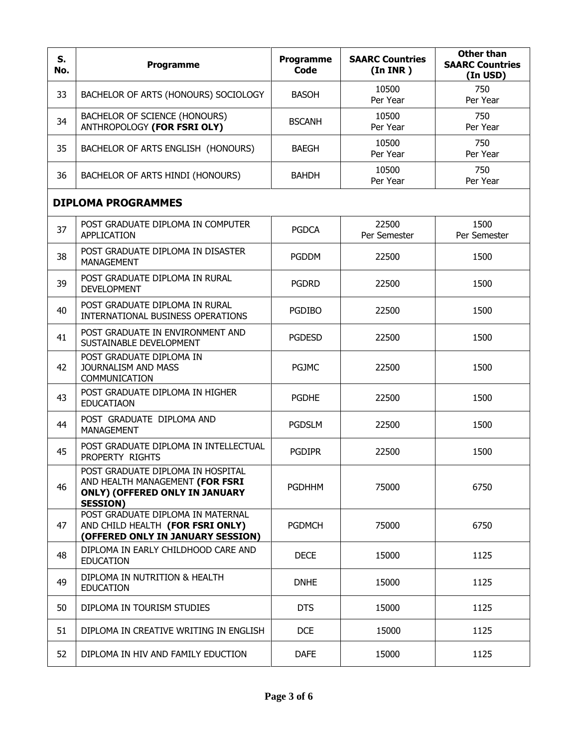| S. No. | Programme | Programme Code | SAARC Countries (In INR ) | Other than SAARC Countries (In USD) |
|---|---|---|---|---|
| 33 | BACHELOR OF ARTS (HONOURS) SOCIOLOGY | BASOH | 10500 Per Year | 750 Per Year |
| 34 | BACHELOR OF SCIENCE (HONOURS) ANTHROPOLOGY **(FOR FSRI OLY)** | BSCANH | 10500 Per Year | 750 Per Year |
| 35 | BACHELOR OF ARTS ENGLISH (HONOURS) | BAEGH | 10500 Per Year | 750 Per Year |
| 36 | BACHELOR OF ARTS HINDI (HONOURS) | BAHDH | 10500 Per Year | 750 Per Year |
| **DIPLOMA PROGRAMMES** | | | | |
| 37 | POST GRADUATE DIPLOMA IN COMPUTER APPLICATION | PGDCA | 22500 Per Semester | 1500 Per Semester |
| 38 | POST GRADUATE DIPLOMA IN DISASTER MANAGEMENT | PGDDM | 22500 | 1500 |
| 39 | POST GRADUATE DIPLOMA IN RURAL DEVELOPMENT | PGDRD | 22500 | 1500 |
| 40 | POST GRADUATE DIPLOMA IN RURAL INTERNATIONAL BUSINESS OPERATIONS | PGDIBO | 22500 | 1500 |
| 41 | POST GRADUATE IN ENVIRONMENT AND SUSTAINABLE DEVELOPMENT | PGDESD | 22500 | 1500 |
| 42 | POST GRADUATE DIPLOMA IN JOURNALISM AND MASS COMMUNICATION | PGJMC | 22500 | 1500 |
| 43 | POST GRADUATE DIPLOMA IN HIGHER EDUCATIAON | PGDHE | 22500 | 1500 |
| 44 | POST GRADUATE DIPLOMA AND MANAGEMENT | PGDSLM | 22500 | 1500 |
| 45 | POST GRADUATE DIPLOMA IN INTELLECTUAL PROPERTY RIGHTS | PGDIPR | 22500 | 1500 |
| 46 | POST GRADUATE DIPLOMA IN HOSPITAL AND HEALTH MANAGEMENT **(FOR FSRI ONLY) (OFFERED ONLY IN JANUARY SESSION)** | PGDHHM | 75000 | 6750 |
| 47 | POST GRADUATE DIPLOMA IN MATERNAL AND CHILD HEALTH **(FOR FSRI ONLY) (OFFERED ONLY IN JANUARY SESSION)** | PGDMCH | 75000 | 6750 |
| 48 | DIPLOMA IN EARLY CHILDHOOD CARE AND EDUCATION | DECE | 15000 | 1125 |
| 49 | DIPLOMA IN NUTRITION & HEALTH EDUCATION | DNHE | 15000 | 1125 |
| 50 | DIPLOMA IN TOURISM STUDIES | DTS | 15000 | 1125 |
| 51 | DIPLOMA IN CREATIVE WRITING IN ENGLISH | DCE | 15000 | 1125 |
| 52 | DIPLOMA IN HIV AND FAMILY EDUCTION | DAFE | 15000 | 1125 |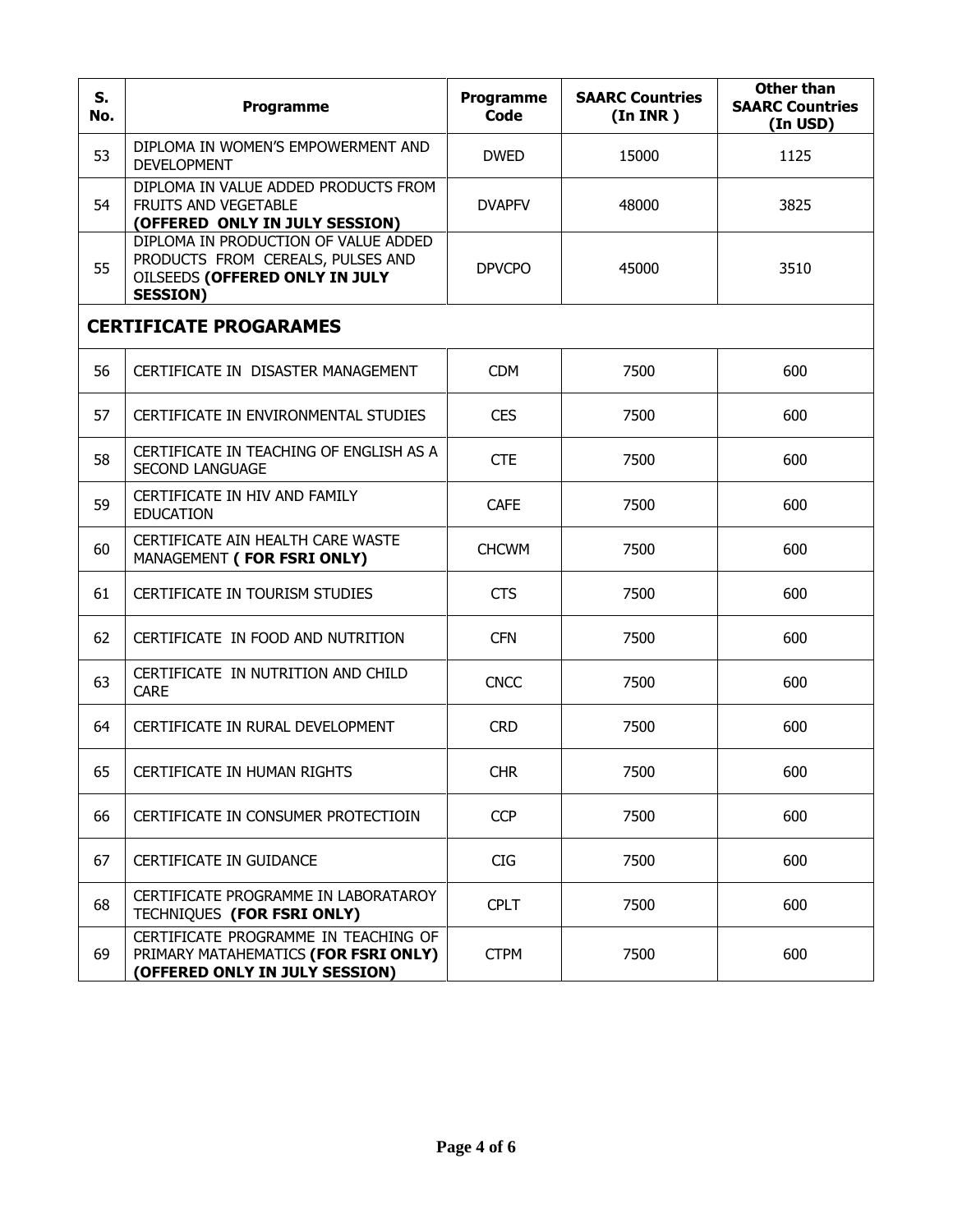| S. No. | Programme | Programme Code | SAARC Countries (In INR ) | Other than SAARC Countries (In USD) |
|---|---|---|---|---|
| 53 | DIPLOMA IN WOMEN'S EMPOWERMENT AND DEVELOPMENT | DWED | 15000 | 1125 |
| 54 | DIPLOMA IN VALUE ADDED PRODUCTS FROM FRUITS AND VEGETABLE **(OFFERED ONLY IN JULY SESSION)** | DVAPFV | 48000 | 3825 |
| 55 | DIPLOMA IN PRODUCTION OF VALUE ADDED PRODUCTS FROM CEREALS, PULSES AND OILSEEDS **(OFFERED ONLY IN JULY SESSION)** | DPVCPO | 45000 | 3510 |
| **CERTIFICATE PROGARAMES** | | | | |
| 56 | CERTIFICATE IN DISASTER MANAGEMENT | CDM | 7500 | 600 |
| 57 | CERTIFICATE IN ENVIRONMENTAL STUDIES | CES | 7500 | 600 |
| 58 | CERTIFICATE IN TEACHING OF ENGLISH AS A SECOND LANGUAGE | CTE | 7500 | 600 |
| 59 | CERTIFICATE IN HIV AND FAMILY EDUCATION | CAFE | 7500 | 600 |
| 60 | CERTIFICATE AIN HEALTH CARE WASTE MANAGEMENT **( FOR FSRI ONLY)** | CHCWM | 7500 | 600 |
| 61 | CERTIFICATE IN TOURISM STUDIES | CTS | 7500 | 600 |
| 62 | CERTIFICATE IN FOOD AND NUTRITION | CFN | 7500 | 600 |
| 63 | CERTIFICATE IN NUTRITION AND CHILD CARE | CNCC | 7500 | 600 |
| 64 | CERTIFICATE IN RURAL DEVELOPMENT | CRD | 7500 | 600 |
| 65 | CERTIFICATE IN HUMAN RIGHTS | CHR | 7500 | 600 |
| 66 | CERTIFICATE IN CONSUMER PROTECTIOIN | CCP | 7500 | 600 |
| 67 | CERTIFICATE IN GUIDANCE | CIG | 7500 | 600 |
| 68 | CERTIFICATE PROGRAMME IN LABORATAROY TECHNIQUES **(FOR FSRI ONLY)** | CPLT | 7500 | 600 |
| 69 | CERTIFICATE PROGRAMME IN TEACHING OF PRIMARY MATAHEMATICS **(FOR FSRI ONLY) (OFFERED ONLY IN JULY SESSION)** | CTPM | 7500 | 600 |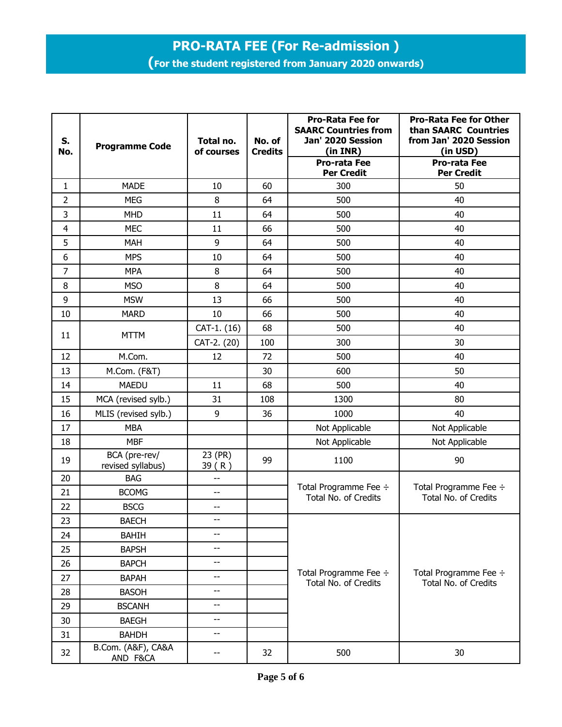# PRO-RATA FEE (For Re-admission )

## (For the student registered from January 2020 onwards)

| S. No. | Programme Code | Total no. of courses | No. of Credits | Pro-Rata Fee for SAARC Countries from Jan' 2020 Session (in INR) | Pro-Rata Fee for Other than SAARC Countries from Jan' 2020 Session (in USD) |
|---|---|---|---|---|---|
| | | | | Pro-rata Fee Per Credit | Pro-rata Fee Per Credit |
| 1 | MADE | 10 | 60 | 300 | 50 |
| 2 | MEG | 8 | 64 | 500 | 40 |
| 3 | MHD | 11 | 64 | 500 | 40 |
| 4 | MEC | 11 | 66 | 500 | 40 |
| 5 | MAH | 9 | 64 | 500 | 40 |
| 6 | MPS | 10 | 64 | 500 | 40 |
| 7 | MPA | 8 | 64 | 500 | 40 |
| 8 | MSO | 8 | 64 | 500 | 40 |
| 9 | MSW | 13 | 66 | 500 | 40 |
| 10 | MARD | 10 | 66 | 500 | 40 |
| 11 | MTTM | CAT-1. (16) | 68 | 500 | 40 |
| | | CAT-2. (20) | 100 | 300 | 30 |
| 12 | M.Com. | 12 | 72 | 500 | 40 |
| 13 | M.Com. (F&T) | | 30 | 600 | 50 |
| 14 | MAEDU | 11 | 68 | 500 | 40 |
| 15 | MCA (revised sylb.) | 31 | 108 | 1300 | 80 |
| 16 | MLIS (revised sylb.) | 9 | 36 | 1000 | 40 |
| 17 | MBA | | | Not Applicable | Not Applicable |
| 18 | MBF | | | Not Applicable | Not Applicable |
| 19 | BCA (pre-rev/ revised syllabus) | 23 (PR) 39 ( R ) | 99 | 1100 | 90 |
| 20 | BAG | -- | | Total Programme Fee ÷ Total No. of Credits | Total Programme Fee ÷ Total No. of Credits |
| 21 | BCOMG | -- | | | |
| 22 | BSCG | -- | | | |
| 23 | BAECH | -- | | Total Programme Fee ÷ Total No. of Credits | Total Programme Fee ÷ Total No. of Credits |
| 24 | BAHIH | -- | | | |
| 25 | BAPSH | -- | | | |
| 26 | BAPCH | -- | | | |
| 27 | BAPAH | -- | | | |
| 28 | BASOH | -- | | | |
| 29 | BSCANH | -- | | | |
| 30 | BAEGH | -- | | | |
| 31 | BAHDH | -- | | | |
| 32 | B.Com. (A&F), CA&A AND F&CA | -- | 32 | 500 | 30 |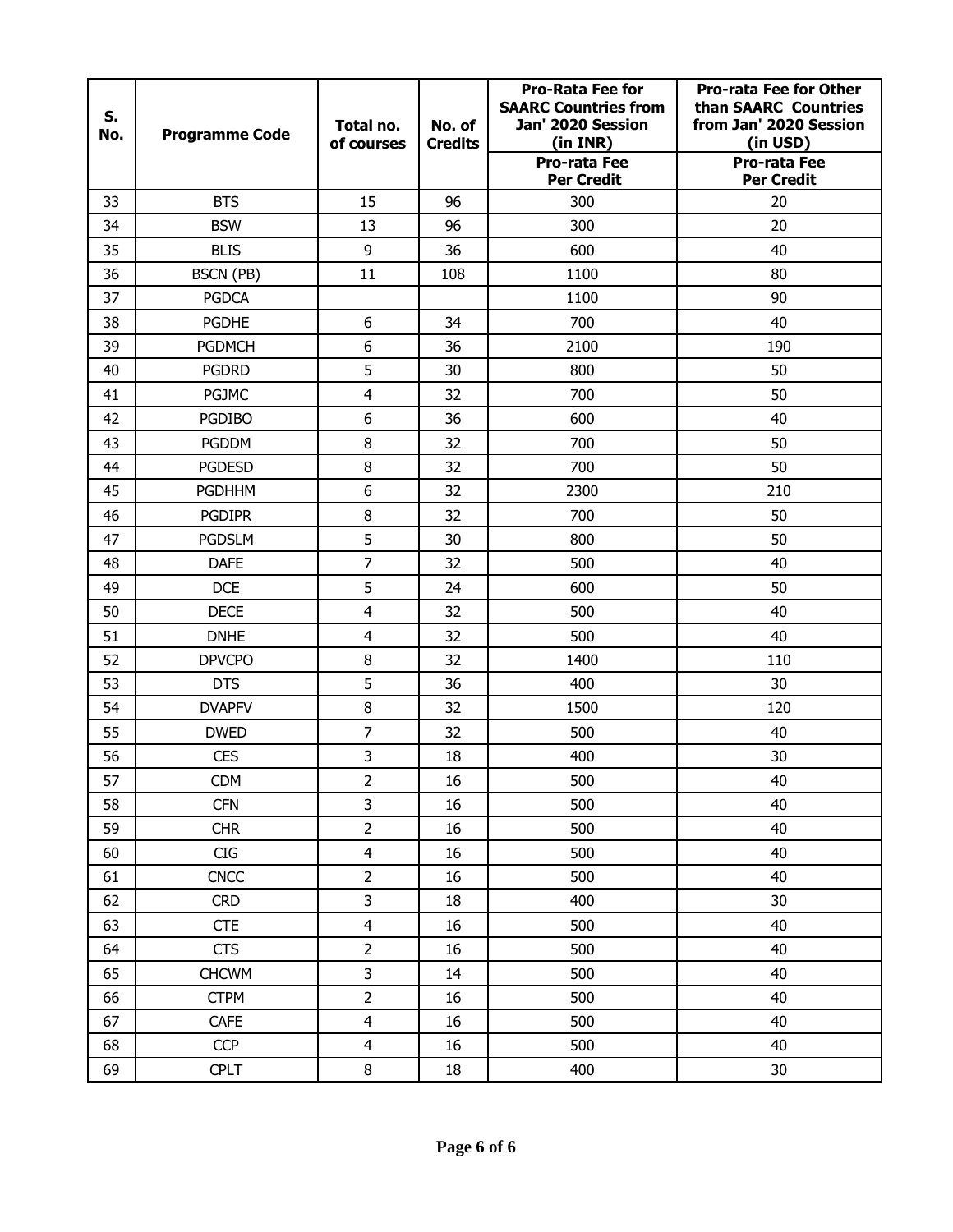| S. No. | Programme Code | Total no. of courses | No. of Credits | Pro-Rata Fee for SAARC Countries from Jan' 2020 Session (in INR) | Pro-rata Fee for Other than SAARC Countries from Jan' 2020 Session (in USD) |
|---|---|---|---|---|---|
| | | | | Pro-rata Fee Per Credit | Pro-rata Fee Per Credit |
| 33 | BTS | 15 | 96 | 300 | 20 |
| 34 | BSW | 13 | 96 | 300 | 20 |
| 35 | BLIS | 9 | 36 | 600 | 40 |
| 36 | BSCN (PB) | 11 | 108 | 1100 | 80 |
| 37 | PGDCA | | | 1100 | 90 |
| 38 | PGDHE | 6 | 34 | 700 | 40 |
| 39 | PGDMCH | 6 | 36 | 2100 | 190 |
| 40 | PGDRD | 5 | 30 | 800 | 50 |
| 41 | PGJMC | 4 | 32 | 700 | 50 |
| 42 | PGDIBO | 6 | 36 | 600 | 40 |
| 43 | PGDDM | 8 | 32 | 700 | 50 |
| 44 | PGDESD | 8 | 32 | 700 | 50 |
| 45 | PGDHHM | 6 | 32 | 2300 | 210 |
| 46 | PGDIPR | 8 | 32 | 700 | 50 |
| 47 | PGDSLM | 5 | 30 | 800 | 50 |
| 48 | DAFE | 7 | 32 | 500 | 40 |
| 49 | DCE | 5 | 24 | 600 | 50 |
| 50 | DECE | 4 | 32 | 500 | 40 |
| 51 | DNHE | 4 | 32 | 500 | 40 |
| 52 | DPVCPO | 8 | 32 | 1400 | 110 |
| 53 | DTS | 5 | 36 | 400 | 30 |
| 54 | DVAPFV | 8 | 32 | 1500 | 120 |
| 55 | DWED | 7 | 32 | 500 | 40 |
| 56 | CES | 3 | 18 | 400 | 30 |
| 57 | CDM | 2 | 16 | 500 | 40 |
| 58 | CFN | 3 | 16 | 500 | 40 |
| 59 | CHR | 2 | 16 | 500 | 40 |
| 60 | CIG | 4 | 16 | 500 | 40 |
| 61 | CNCC | 2 | 16 | 500 | 40 |
| 62 | CRD | 3 | 18 | 400 | 30 |
| 63 | CTE | 4 | 16 | 500 | 40 |
| 64 | CTS | 2 | 16 | 500 | 40 |
| 65 | CHCWM | 3 | 14 | 500 | 40 |
| 66 | CTPM | 2 | 16 | 500 | 40 |
| 67 | CAFE | 4 | 16 | 500 | 40 |
| 68 | CCP | 4 | 16 | 500 | 40 |
| 69 | CPLT | 8 | 18 | 400 | 30 |